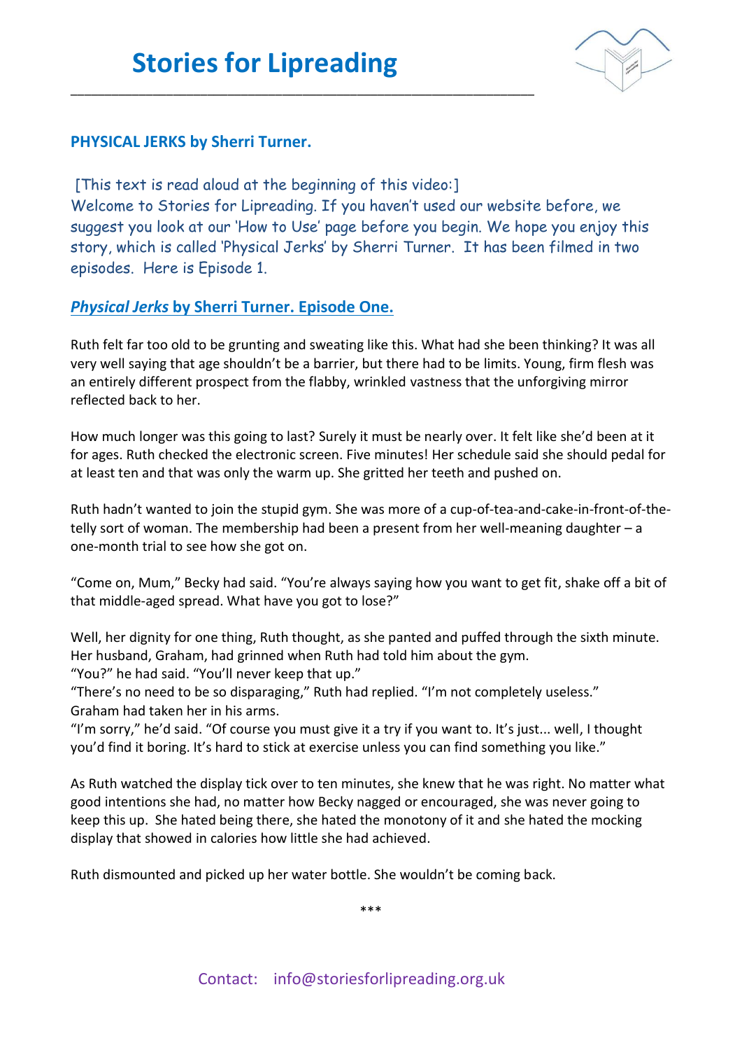# Stories for Lipreading

## PHYSICAL JERKS by Sherri Turner.

[This text is read aloud at the beginning of this video:]
Welcome to Stories for Lipreading. If you haven't used our website before, we suggest you look at our 'How to Use' page before you begin. We hope you enjoy this story, which is called 'Physical Jerks' by Sherri Turner. It has been filmed in two episodes. Here is Episode 1.

## *Physical Jerks* by Sherri Turner. Episode One.

Ruth felt far too old to be grunting and sweating like this. What had she been thinking? It was all very well saying that age shouldn't be a barrier, but there had to be limits. Young, firm flesh was an entirely different prospect from the flabby, wrinkled vastness that the unforgiving mirror reflected back to her.

How much longer was this going to last? Surely it must be nearly over. It felt like she'd been at it for ages. Ruth checked the electronic screen. Five minutes! Her schedule said she should pedal for at least ten and that was only the warm up. She gritted her teeth and pushed on.

Ruth hadn't wanted to join the stupid gym. She was more of a cup-of-tea-and-cake-in-front-of-the-telly sort of woman. The membership had been a present from her well-meaning daughter – a one-month trial to see how she got on.

"Come on, Mum," Becky had said. "You're always saying how you want to get fit, shake off a bit of that middle-aged spread. What have you got to lose?"

Well, her dignity for one thing, Ruth thought, as she panted and puffed through the sixth minute. Her husband, Graham, had grinned when Ruth had told him about the gym.
"You?" he had said. "You'll never keep that up."
"There's no need to be so disparaging," Ruth had replied. "I'm not completely useless."
Graham had taken her in his arms.
"I'm sorry," he'd said. "Of course you must give it a try if you want to. It's just... well, I thought you'd find it boring. It's hard to stick at exercise unless you can find something you like."

As Ruth watched the display tick over to ten minutes, she knew that he was right. No matter what good intentions she had, no matter how Becky nagged or encouraged, she was never going to keep this up. She hated being there, she hated the monotony of it and she hated the mocking display that showed in calories how little she had achieved.

Ruth dismounted and picked up her water bottle. She wouldn't be coming back.

***

Contact: info@storiesforlipreading.org.uk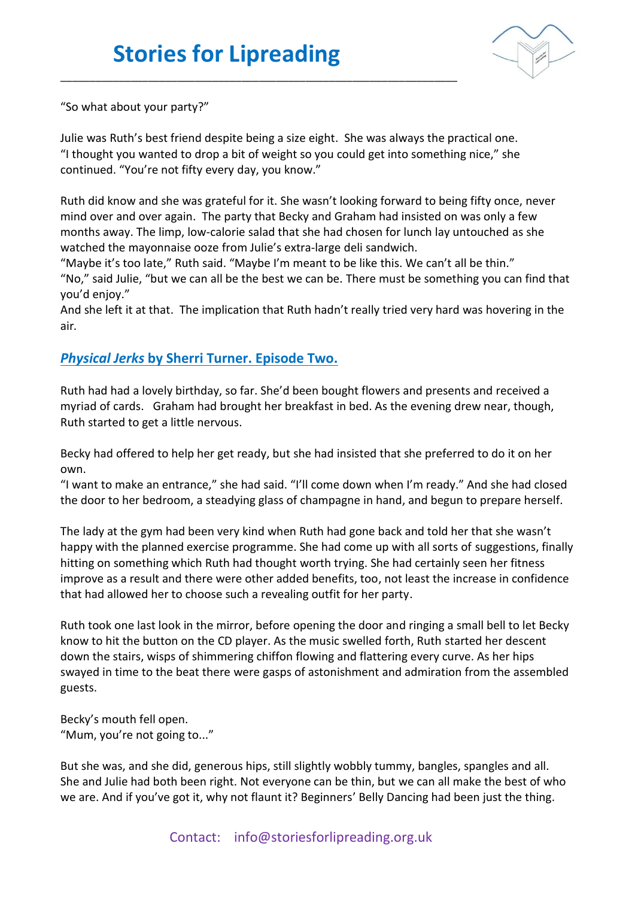"So what about your party?"

Julie was Ruth's best friend despite being a size eight. She was always the practical one. "I thought you wanted to drop a bit of weight so you could get into something nice," she continued. "You're not fifty every day, you know."

Ruth did know and she was grateful for it. She wasn't looking forward to being fifty once, never mind over and over again. The party that Becky and Graham had insisted on was only a few months away. The limp, low-calorie salad that she had chosen for lunch lay untouched as she watched the mayonnaise ooze from Julie's extra-large deli sandwich.
"Maybe it's too late," Ruth said. "Maybe I'm meant to be like this. We can't all be thin."
"No," said Julie, "but we can all be the best we can be. There must be something you can find that you'd enjoy."
And she left it at that. The implication that Ruth hadn't really tried very hard was hovering in the air.

## ***Physical Jerks*** **by Sherri Turner. Episode Two.**

Ruth had had a lovely birthday, so far. She'd been bought flowers and presents and received a myriad of cards. Graham had brought her breakfast in bed. As the evening drew near, though, Ruth started to get a little nervous.

Becky had offered to help her get ready, but she had insisted that she preferred to do it on her own.
"I want to make an entrance," she had said. "I'll come down when I'm ready." And she had closed the door to her bedroom, a steadying glass of champagne in hand, and begun to prepare herself.

The lady at the gym had been very kind when Ruth had gone back and told her that she wasn't happy with the planned exercise programme. She had come up with all sorts of suggestions, finally hitting on something which Ruth had thought worth trying. She had certainly seen her fitness improve as a result and there were other added benefits, too, not least the increase in confidence that had allowed her to choose such a revealing outfit for her party.

Ruth took one last look in the mirror, before opening the door and ringing a small bell to let Becky know to hit the button on the CD player. As the music swelled forth, Ruth started her descent down the stairs, wisps of shimmering chiffon flowing and flattering every curve. As her hips swayed in time to the beat there were gasps of astonishment and admiration from the assembled guests.

Becky's mouth fell open.
"Mum, you're not going to..."

But she was, and she did, generous hips, still slightly wobbly tummy, bangles, spangles and all. She and Julie had both been right. Not everyone can be thin, but we can all make the best of who we are. And if you've got it, why not flaunt it? Beginners' Belly Dancing had been just the thing.

Contact: info@storiesforlipreading.org.uk